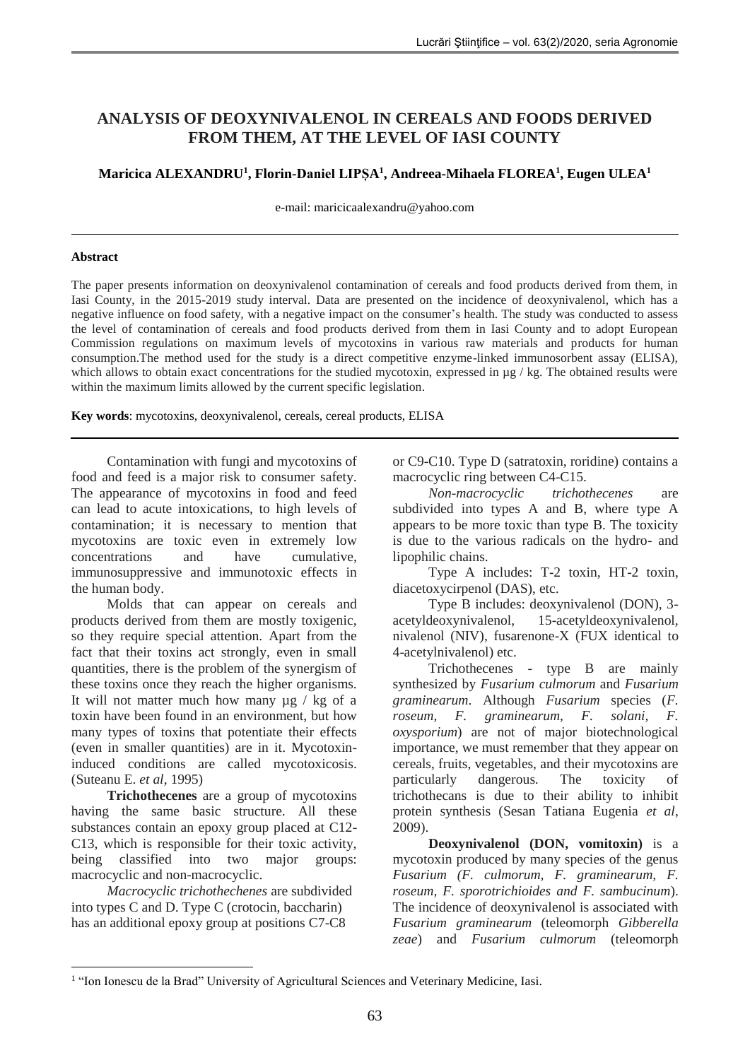# ANALYSIS OF DEOXYNIVALENOL IN CEREALS AND FOODS DERIVED FROM THEM, AT THE LEVEL OF IASI COUNTY

**Maricica ALEXANDRU[1], Florin-Daniel LIPȘA[1], Andreea-Mihaela FLOREA[1], Eugen ULEA[1]**

e-mail: maricicaalexandru@yahoo.com

**Abstract**

The paper presents information on deoxynivalenol contamination of cereals and food products derived from them, in Iasi County, in the 2015-2019 study interval. Data are presented on the incidence of deoxynivalenol, which has a negative influence on food safety, with a negative impact on the consumer's health. The study was conducted to assess the level of contamination of cereals and food products derived from them in Iasi County and to adopt European Commission regulations on maximum levels of mycotoxins in various raw materials and products for human consumption.The method used for the study is a direct competitive enzyme-linked immunosorbent assay (ELISA), which allows to obtain exact concentrations for the studied mycotoxin, expressed in µg / kg. The obtained results were within the maximum limits allowed by the current specific legislation.

**Key words**: mycotoxins, deoxynivalenol, cereals, cereal products, ELISA

Contamination with fungi and mycotoxins of food and feed is a major risk to consumer safety. The appearance of mycotoxins in food and feed can lead to acute intoxications, to high levels of contamination; it is necessary to mention that mycotoxins are toxic even in extremely low concentrations and have cumulative, immunosuppressive and immunotoxic effects in the human body.

Molds that can appear on cereals and products derived from them are mostly toxigenic, so they require special attention. Apart from the fact that their toxins act strongly, even in small quantities, there is the problem of the synergism of these toxins once they reach the higher organisms. It will not matter much how many µg / kg of a toxin have been found in an environment, but how many types of toxins that potentiate their effects (even in smaller quantities) are in it. Mycotoxin-induced conditions are called mycotoxicosis. (Suteanu E. *et al*, 1995)

**Trichothecenes** are a group of mycotoxins having the same basic structure. All these substances contain an epoxy group placed at C12-C13, which is responsible for their toxic activity, being classified into two major groups: macrocyclic and non-macrocyclic.

*Macrocyclic trichothechenes* are subdivided into types C and D. Type C (crotocin, baccharin) has an additional epoxy group at positions C7-C8 or C9-C10. Type D (satratoxin, roridine) contains a macrocyclic ring between C4-C15.

*Non-macrocyclic trichothecenes* are subdivided into types A and B, where type A appears to be more toxic than type B. The toxicity is due to the various radicals on the hydro- and lipophilic chains.

Type A includes: T-2 toxin, HT-2 toxin, diacetoxycirpenol (DAS), etc.

Type B includes: deoxynivalenol (DON), 3-acetyldeoxynivalenol, 15-acetyldeoxynivalenol, nivalenol (NIV), fusarenone-X (FUX identical to 4-acetylnivalenol) etc.

Trichothecenes - type B are mainly synthesized by *Fusarium culmorum* and *Fusarium graminearum*. Although *Fusarium* species (*F. roseum, F. graminearum, F. solani, F. oxysporium*) are not of major biotechnological importance, we must remember that they appear on cereals, fruits, vegetables, and their mycotoxins are particularly dangerous. The toxicity of trichothecans is due to their ability to inhibit protein synthesis (Sesan Tatiana Eugenia *et al*, 2009).

**Deoxynivalenol (DON, vomitoxin)** is a mycotoxin produced by many species of the genus *Fusarium (F. culmorum, F. graminearum, F. roseum, F. sporotrichioides and F. sambucinum*). The incidence of deoxynivalenol is associated with *Fusarium graminearum* (teleomorph *Gibberella zeae*) and *Fusarium culmorum* (teleomorph

[1] "Ion Ionescu de la Brad" University of Agricultural Sciences and Veterinary Medicine, Iasi.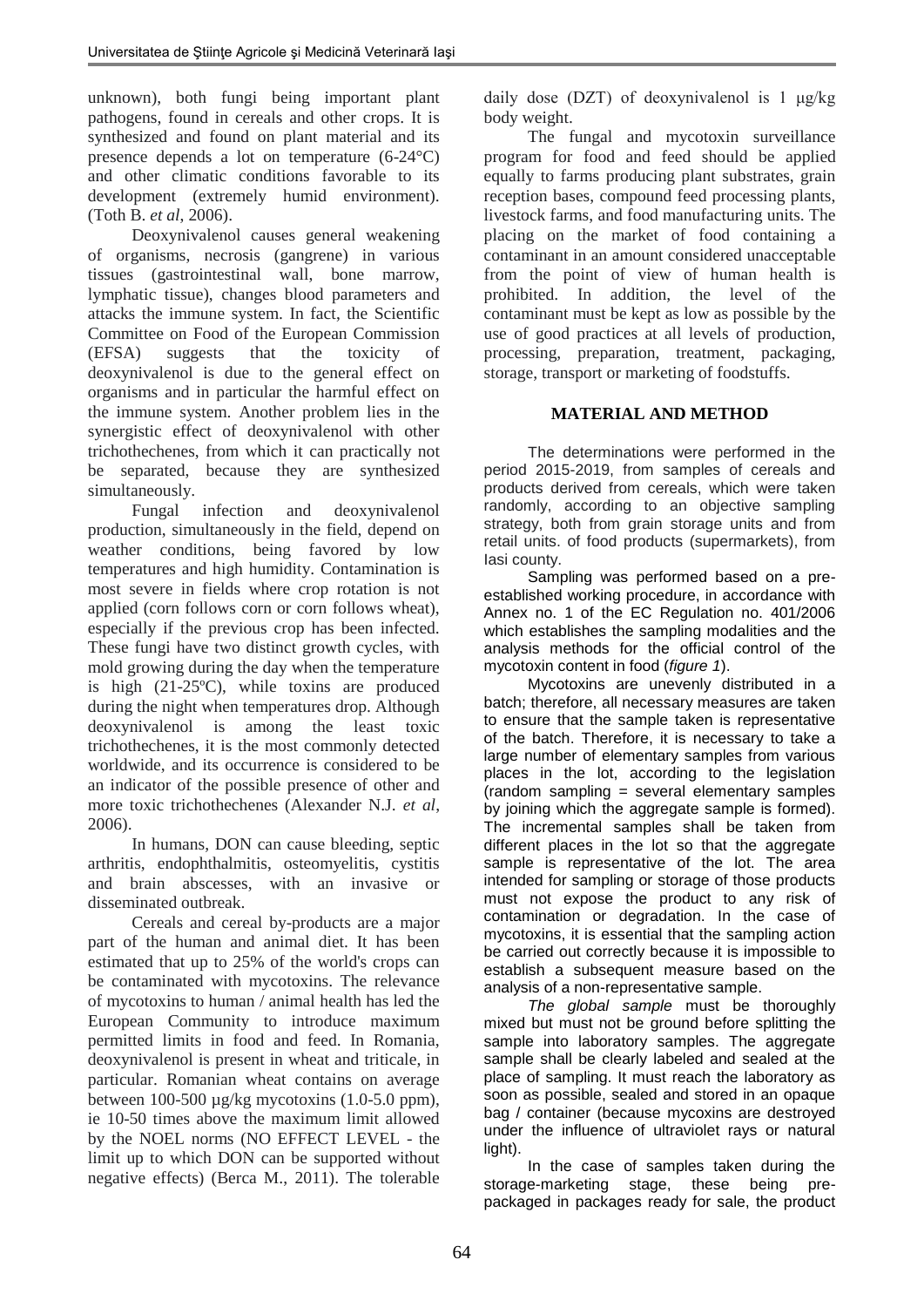unknown), both fungi being important plant pathogens, found in cereals and other crops. It is synthesized and found on plant material and its presence depends a lot on temperature (6-24°C) and other climatic conditions favorable to its development (extremely humid environment). (Toth B. *et al*, 2006).

Deoxynivalenol causes general weakening of organisms, necrosis (gangrene) in various tissues (gastrointestinal wall, bone marrow, lymphatic tissue), changes blood parameters and attacks the immune system. In fact, the Scientific Committee on Food of the European Commission (EFSA) suggests that the toxicity of deoxynivalenol is due to the general effect on organisms and in particular the harmful effect on the immune system. Another problem lies in the synergistic effect of deoxynivalenol with other trichothechenes, from which it can practically not be separated, because they are synthesized simultaneously.

Fungal infection and deoxynivalenol production, simultaneously in the field, depend on weather conditions, being favored by low temperatures and high humidity. Contamination is most severe in fields where crop rotation is not applied (corn follows corn or corn follows wheat), especially if the previous crop has been infected. These fungi have two distinct growth cycles, with mold growing during the day when the temperature is high (21-25ºC), while toxins are produced during the night when temperatures drop. Although deoxynivalenol is among the least toxic trichothechenes, it is the most commonly detected worldwide, and its occurrence is considered to be an indicator of the possible presence of other and more toxic trichothechenes (Alexander N.J. *et al*, 2006).

In humans, DON can cause bleeding, septic arthritis, endophthalmitis, osteomyelitis, cystitis and brain abscesses, with an invasive or disseminated outbreak.

Cereals and cereal by-products are a major part of the human and animal diet. It has been estimated that up to 25% of the world's crops can be contaminated with mycotoxins. The relevance of mycotoxins to human / animal health has led the European Community to introduce maximum permitted limits in food and feed. In Romania, deoxynivalenol is present in wheat and triticale, in particular. Romanian wheat contains on average between 100-500 µg/kg mycotoxins (1.0-5.0 ppm), ie 10-50 times above the maximum limit allowed by the NOEL norms (NO EFFECT LEVEL - the limit up to which DON can be supported without negative effects) (Berca M., 2011). The tolerable daily dose (DZT) of deoxynivalenol is 1 μg/kg body weight.

The fungal and mycotoxin surveillance program for food and feed should be applied equally to farms producing plant substrates, grain reception bases, compound feed processing plants, livestock farms, and food manufacturing units. The placing on the market of food containing a contaminant in an amount considered unacceptable from the point of view of human health is prohibited. In addition, the level of the contaminant must be kept as low as possible by the use of good practices at all levels of production, processing, preparation, treatment, packaging, storage, transport or marketing of foodstuffs.

## MATERIAL AND METHOD

The determinations were performed in the period 2015-2019, from samples of cereals and products derived from cereals, which were taken randomly, according to an objective sampling strategy, both from grain storage units and from retail units. of food products (supermarkets), from Iasi county.

Sampling was performed based on a pre-established working procedure, in accordance with Annex no. 1 of the EC Regulation no. 401/2006 which establishes the sampling modalities and the analysis methods for the official control of the mycotoxin content in food (*figure 1*).

Mycotoxins are unevenly distributed in a batch; therefore, all necessary measures are taken to ensure that the sample taken is representative of the batch. Therefore, it is necessary to take a large number of elementary samples from various places in the lot, according to the legislation (random sampling = several elementary samples by joining which the aggregate sample is formed). The incremental samples shall be taken from different places in the lot so that the aggregate sample is representative of the lot. The area intended for sampling or storage of those products must not expose the product to any risk of contamination or degradation. In the case of mycotoxins, it is essential that the sampling action be carried out correctly because it is impossible to establish a subsequent measure based on the analysis of a non-representative sample.

*The global sample* must be thoroughly mixed but must not be ground before splitting the sample into laboratory samples. The aggregate sample shall be clearly labeled and sealed at the place of sampling. It must reach the laboratory as soon as possible, sealed and stored in an opaque bag / container (because mycoxins are destroyed under the influence of ultraviolet rays or natural light).

In the case of samples taken during the storage-marketing stage, these being pre-packaged in packages ready for sale, the product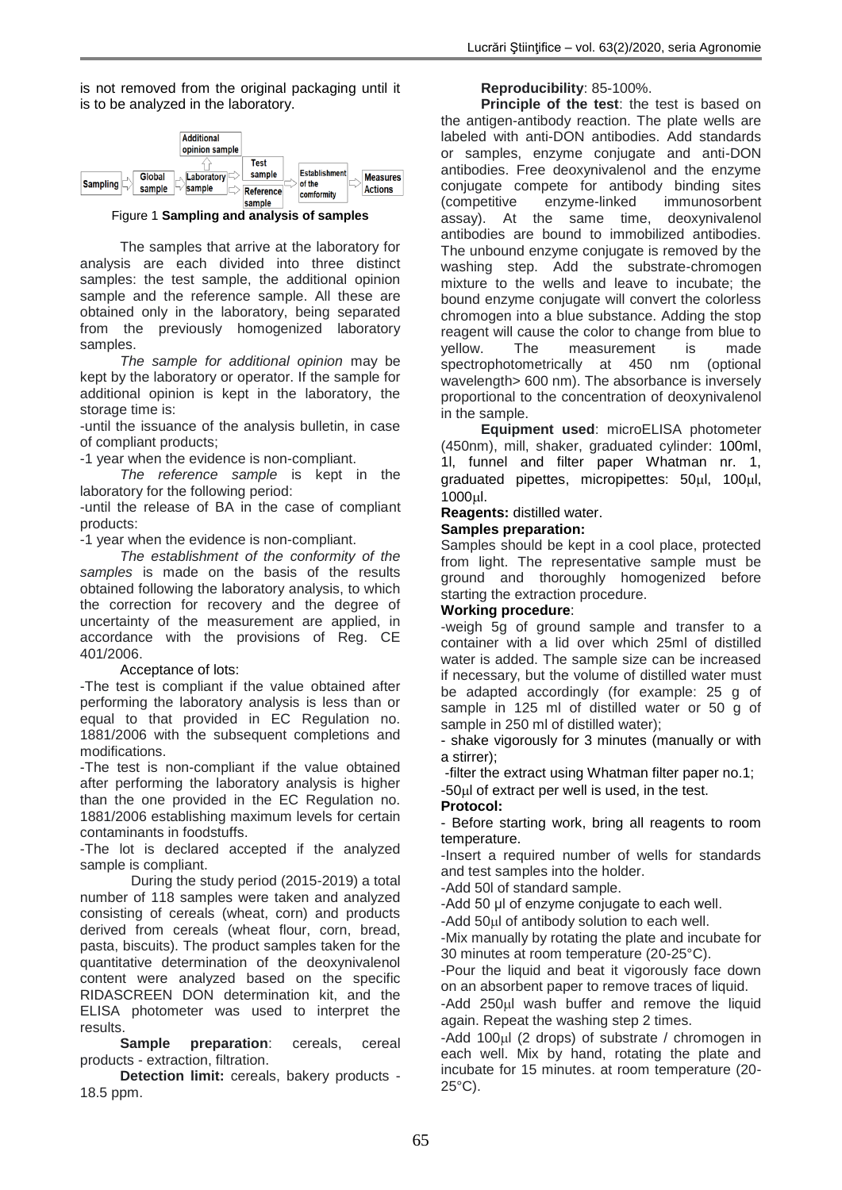is not removed from the original packaging until it is to be analyzed in the laboratory.

Sampling → Global sample → Laboratory sample → Additional opinion sample / Test sample / Reference sample → Establishment of the comformity → Measures Actions

Figure 1 **Sampling and analysis of samples**

The samples that arrive at the laboratory for analysis are each divided into three distinct samples: the test sample, the additional opinion sample and the reference sample. All these are obtained only in the laboratory, being separated from the previously homogenized laboratory samples.

*The sample for additional opinion* may be kept by the laboratory or operator. If the sample for additional opinion is kept in the laboratory, the storage time is:

-until the issuance of the analysis bulletin, in case of compliant products;

-1 year when the evidence is non-compliant.

*The reference sample* is kept in the laboratory for the following period:

-until the release of BA in the case of compliant products:

-1 year when the evidence is non-compliant.

*The establishment of the conformity of the samples* is made on the basis of the results obtained following the laboratory analysis, to which the correction for recovery and the degree of uncertainty of the measurement are applied, in accordance with the provisions of Reg. CE 401/2006.

Acceptance of lots:

-The test is compliant if the value obtained after performing the laboratory analysis is less than or equal to that provided in EC Regulation no. 1881/2006 with the subsequent completions and modifications.

-The test is non-compliant if the value obtained after performing the laboratory analysis is higher than the one provided in the EC Regulation no. 1881/2006 establishing maximum levels for certain contaminants in foodstuffs.

-The lot is declared accepted if the analyzed sample is compliant.

During the study period (2015-2019) a total number of 118 samples were taken and analyzed consisting of cereals (wheat, corn) and products derived from cereals (wheat flour, corn, bread, pasta, biscuits). The product samples taken for the quantitative determination of the deoxynivalenol content were analyzed based on the specific RIDASCREEN DON determination kit, and the ELISA photometer was used to interpret the results.

**Sample preparation**: cereals, cereal products - extraction, filtration.

**Detection limit:** cereals, bakery products - 18.5 ppm.

**Reproducibility**: 85-100%.

**Principle of the test**: the test is based on the antigen-antibody reaction. The plate wells are labeled with anti-DON antibodies. Add standards or samples, enzyme conjugate and anti-DON antibodies. Free deoxynivalenol and the enzyme conjugate compete for antibody binding sites (competitive enzyme-linked immunosorbent assay). At the same time, deoxynivalenol antibodies are bound to immobilized antibodies. The unbound enzyme conjugate is removed by the washing step. Add the substrate-chromogen mixture to the wells and leave to incubate; the bound enzyme conjugate will convert the colorless chromogen into a blue substance. Adding the stop reagent will cause the color to change from blue to yellow. The measurement is made spectrophotometrically at 450 nm (optional wavelength> 600 nm). The absorbance is inversely proportional to the concentration of deoxynivalenol in the sample.

**Equipment used**: microELISA photometer (450nm), mill, shaker, graduated cylinder: 100ml, 1l, funnel and filter paper Whatman nr. 1, graduated pipettes, micropipettes: 50μl, 100μl, 1000μl.

**Reagents:** distilled water.

**Samples preparation:**

Samples should be kept in a cool place, protected from light. The representative sample must be ground and thoroughly homogenized before starting the extraction procedure.

**Working procedure**:

-weigh 5g of ground sample and transfer to a container with a lid over which 25ml of distilled water is added. The sample size can be increased if necessary, but the volume of distilled water must be adapted accordingly (for example: 25 g of sample in 125 ml of distilled water or 50 g of sample in 250 ml of distilled water);

- shake vigorously for 3 minutes (manually or with a stirrer);

-filter the extract using Whatman filter paper no.1;

-50μl of extract per well is used, in the test.

**Protocol:**

- Before starting work, bring all reagents to room temperature.

-Insert a required number of wells for standards and test samples into the holder.

-Add 50l of standard sample.

-Add 50 μl of enzyme conjugate to each well.

-Add 50μl of antibody solution to each well.

-Mix manually by rotating the plate and incubate for 30 minutes at room temperature (20-25°C).

-Pour the liquid and beat it vigorously face down on an absorbent paper to remove traces of liquid.

-Add 250μl wash buffer and remove the liquid again. Repeat the washing step 2 times.

-Add 100μl (2 drops) of substrate / chromogen in each well. Mix by hand, rotating the plate and incubate for 15 minutes. at room temperature (20-25°C).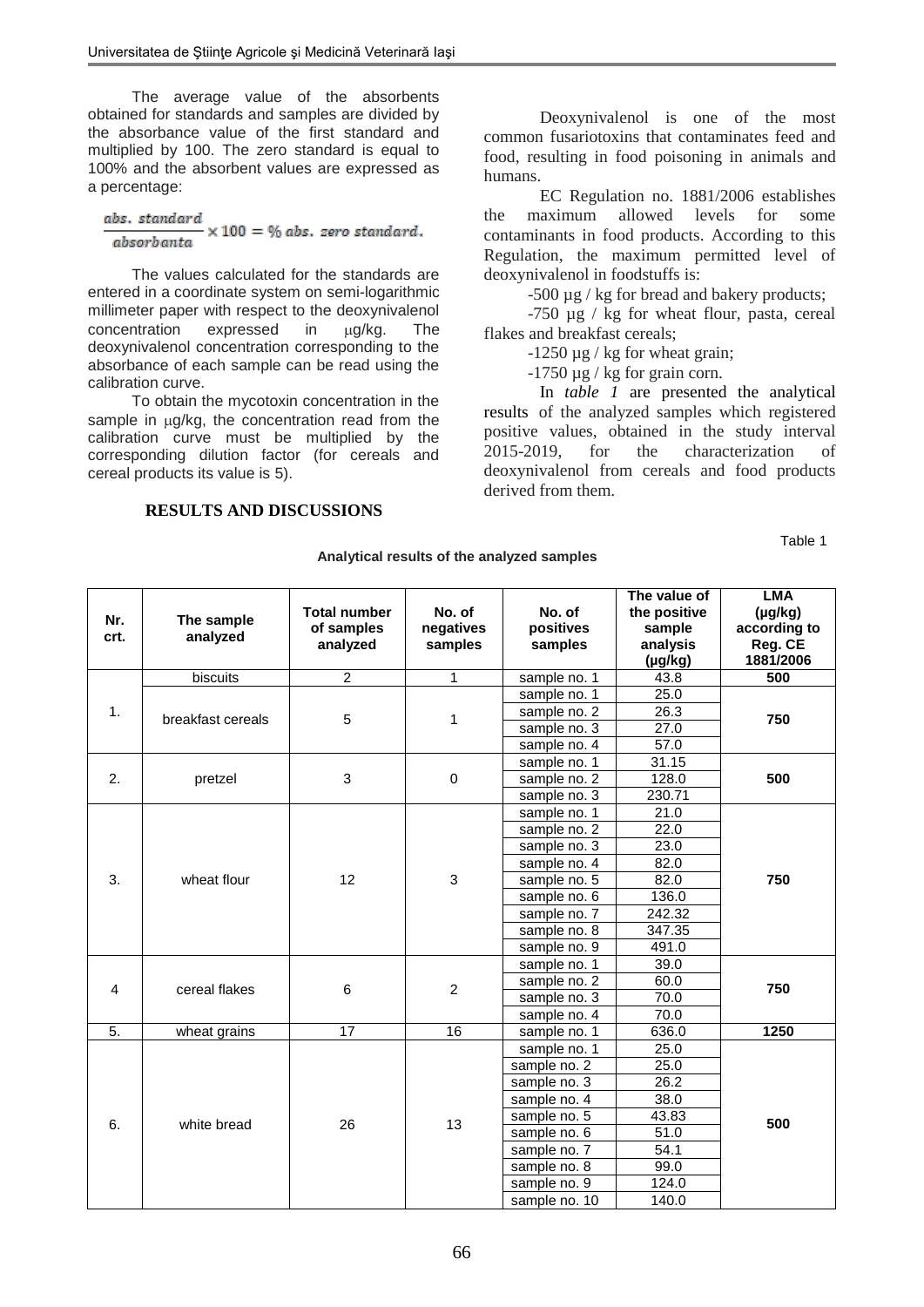The average value of the absorbents obtained for standards and samples are divided by the absorbance value of the first standard and multiplied by 100. The zero standard is equal to 100% and the absorbent values are expressed as a percentage:

$$\frac{abs.\ standard}{absorbanta} \times 100 = \%\ abs.\ zero\ standard.$$

The values calculated for the standards are entered in a coordinate system on semi-logarithmic millimeter paper with respect to the deoxynivalenol concentration expressed in μg/kg. The deoxynivalenol concentration corresponding to the absorbance of each sample can be read using the calibration curve.

To obtain the mycotoxin concentration in the sample in μg/kg, the concentration read from the calibration curve must be multiplied by the corresponding dilution factor (for cereals and cereal products its value is 5).

## RESULTS AND DISCUSSIONS

Deoxynivalenol is one of the most common fusariotoxins that contaminates feed and food, resulting in food poisoning in animals and humans.

EC Regulation no. 1881/2006 establishes the maximum allowed levels for some contaminants in food products. According to this Regulation, the maximum permitted level of deoxynivalenol in foodstuffs is:

-500 µg / kg for bread and bakery products;

-750 µg / kg for wheat flour, pasta, cereal flakes and breakfast cereals;

-1250 µg / kg for wheat grain;

-1750 µg / kg for grain corn.

In *table 1* are presented the analytical results of the analyzed samples which registered positive values, obtained in the study interval 2015-2019, for the characterization of deoxynivalenol from cereals and food products derived from them.

Table 1

**Analytical results of the analyzed samples**

| Nr. crt. | The sample analyzed | Total number of samples analyzed | No. of negatives samples | No. of positives samples | The value of the positive sample analysis (µg/kg) | LMA (µg/kg) according to Reg. CE 1881/2006 |
|---|---|---|---|---|---|---|
| 1. | biscuits | 2 | 1 | sample no. 1 | 43.8 | 500 |
| | breakfast cereals | 5 | 1 | sample no. 1 | 25.0 | 750 |
| | | | | sample no. 2 | 26.3 | |
| | | | | sample no. 3 | 27.0 | |
| | | | | sample no. 4 | 57.0 | |
| 2. | pretzel | 3 | 0 | sample no. 1 | 31.15 | 500 |
| | | | | sample no. 2 | 128.0 | |
| | | | | sample no. 3 | 230.71 | |
| 3. | wheat flour | 12 | 3 | sample no. 1 | 21.0 | 750 |
| | | | | sample no. 2 | 22.0 | |
| | | | | sample no. 3 | 23.0 | |
| | | | | sample no. 4 | 82.0 | |
| | | | | sample no. 5 | 82.0 | |
| | | | | sample no. 6 | 136.0 | |
| | | | | sample no. 7 | 242.32 | |
| | | | | sample no. 8 | 347.35 | |
| | | | | sample no. 9 | 491.0 | |
| 4 | cereal flakes | 6 | 2 | sample no. 1 | 39.0 | 750 |
| | | | | sample no. 2 | 60.0 | |
| | | | | sample no. 3 | 70.0 | |
| | | | | sample no. 4 | 70.0 | |
| 5. | wheat grains | 17 | 16 | sample no. 1 | 636.0 | 1250 |
| 6. | white bread | 26 | 13 | sample no. 1 | 25.0 | 500 |
| | | | | sample no. 2 | 25.0 | |
| | | | | sample no. 3 | 26.2 | |
| | | | | sample no. 4 | 38.0 | |
| | | | | sample no. 5 | 43.83 | |
| | | | | sample no. 6 | 51.0 | |
| | | | | sample no. 7 | 54.1 | |
| | | | | sample no. 8 | 99.0 | |
| | | | | sample no. 9 | 124.0 | |
| | | | | sample no. 10 | 140.0 | |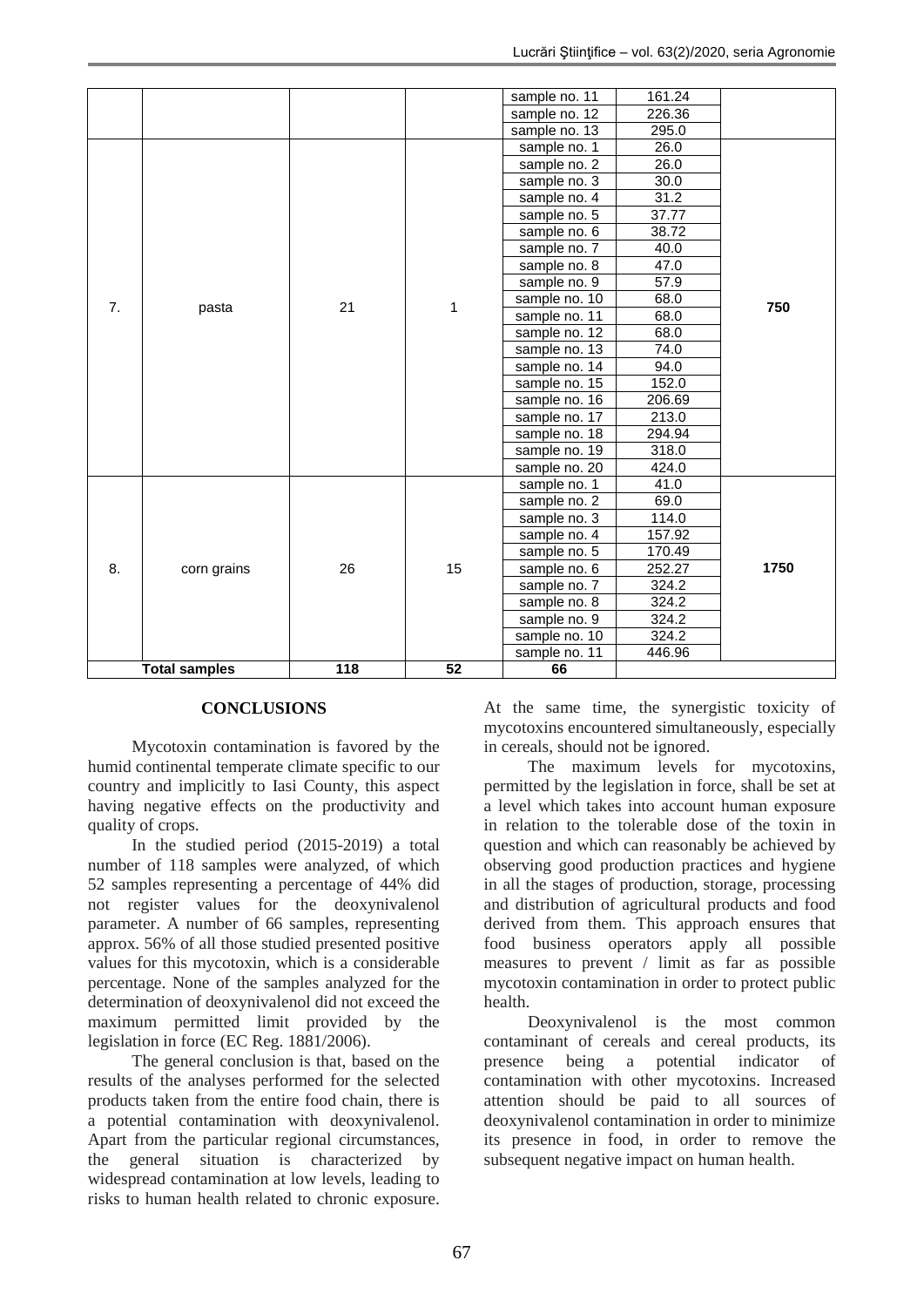|  |  |  |  | sample no. 11 | 161.24 |  |
|---|---|---|---|---|---|---|
|  |  |  |  | sample no. 12 | 226.36 |  |
|  |  |  |  | sample no. 13 | 295.0 |  |
| 7. | pasta | 21 | 1 | sample no. 1 | 26.0 | **750** |
|  |  |  |  | sample no. 2 | 26.0 |  |
|  |  |  |  | sample no. 3 | 30.0 |  |
|  |  |  |  | sample no. 4 | 31.2 |  |
|  |  |  |  | sample no. 5 | 37.77 |  |
|  |  |  |  | sample no. 6 | 38.72 |  |
|  |  |  |  | sample no. 7 | 40.0 |  |
|  |  |  |  | sample no. 8 | 47.0 |  |
|  |  |  |  | sample no. 9 | 57.9 |  |
|  |  |  |  | sample no. 10 | 68.0 |  |
|  |  |  |  | sample no. 11 | 68.0 |  |
|  |  |  |  | sample no. 12 | 68.0 |  |
|  |  |  |  | sample no. 13 | 74.0 |  |
|  |  |  |  | sample no. 14 | 94.0 |  |
|  |  |  |  | sample no. 15 | 152.0 |  |
|  |  |  |  | sample no. 16 | 206.69 |  |
|  |  |  |  | sample no. 17 | 213.0 |  |
|  |  |  |  | sample no. 18 | 294.94 |  |
|  |  |  |  | sample no. 19 | 318.0 |  |
|  |  |  |  | sample no. 20 | 424.0 |  |
| 8. | corn grains | 26 | 15 | sample no. 1 | 41.0 | **1750** |
|  |  |  |  | sample no. 2 | 69.0 |  |
|  |  |  |  | sample no. 3 | 114.0 |  |
|  |  |  |  | sample no. 4 | 157.92 |  |
|  |  |  |  | sample no. 5 | 170.49 |  |
|  |  |  |  | sample no. 6 | 252.27 |  |
|  |  |  |  | sample no. 7 | 324.2 |  |
|  |  |  |  | sample no. 8 | 324.2 |  |
|  |  |  |  | sample no. 9 | 324.2 |  |
|  |  |  |  | sample no. 10 | 324.2 |  |
|  |  |  |  | sample no. 11 | 446.96 |  |
| **Total samples** |  | **118** | **52** | **66** |  |  |

## CONCLUSIONS

Mycotoxin contamination is favored by the humid continental temperate climate specific to our country and implicitly to Iasi County, this aspect having negative effects on the productivity and quality of crops.

In the studied period (2015-2019) a total number of 118 samples were analyzed, of which 52 samples representing a percentage of 44% did not register values for the deoxynivalenol parameter. A number of 66 samples, representing approx. 56% of all those studied presented positive values for this mycotoxin, which is a considerable percentage. None of the samples analyzed for the determination of deoxynivalenol did not exceed the maximum permitted limit provided by the legislation in force (EC Reg. 1881/2006).

The general conclusion is that, based on the results of the analyses performed for the selected products taken from the entire food chain, there is a potential contamination with deoxynivalenol. Apart from the particular regional circumstances, the general situation is characterized by widespread contamination at low levels, leading to risks to human health related to chronic exposure. At the same time, the synergistic toxicity of mycotoxins encountered simultaneously, especially in cereals, should not be ignored.

The maximum levels for mycotoxins, permitted by the legislation in force, shall be set at a level which takes into account human exposure in relation to the tolerable dose of the toxin in question and which can reasonably be achieved by observing good production practices and hygiene in all the stages of production, storage, processing and distribution of agricultural products and food derived from them. This approach ensures that food business operators apply all possible measures to prevent / limit as far as possible mycotoxin contamination in order to protect public health.

Deoxynivalenol is the most common contaminant of cereals and cereal products, its presence being a potential indicator of contamination with other mycotoxins. Increased attention should be paid to all sources of deoxynivalenol contamination in order to minimize its presence in food, in order to remove the subsequent negative impact on human health.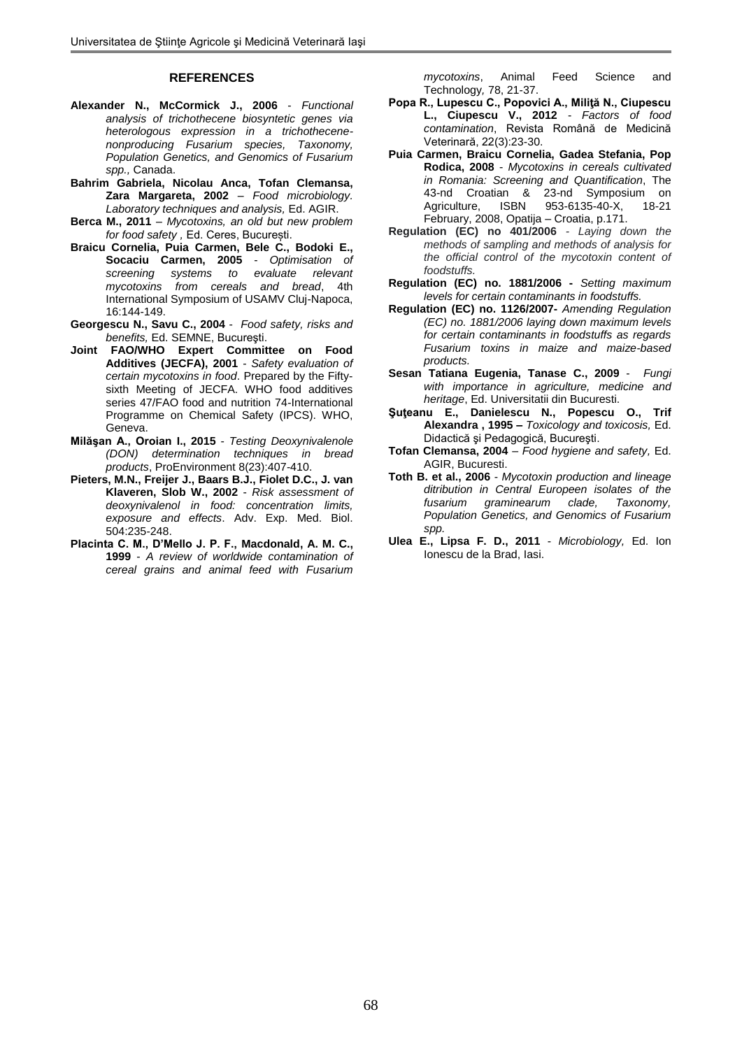## REFERENCES

**Alexander N., McCormick J., 2006** - *Functional analysis of trichothecene biosyntetic genes via heterologous expression in a trichothecene-nonproducing Fusarium species, Taxonomy, Population Genetics, and Genomics of Fusarium spp.,* Canada.

**Bahrim Gabriela, Nicolau Anca, Tofan Clemansa, Zara Margareta, 2002** – *Food microbiology. Laboratory techniques and analysis,* Ed. AGIR.

**Berca M., 2011** – *Mycotoxins, an old but new problem for food safety ,* Ed. Ceres, București.

**Braicu Cornelia, Puia Carmen, Bele C., Bodoki E., Socaciu Carmen, 2005** - *Optimisation of screening systems to evaluate relevant mycotoxins from cereals and bread*, 4th International Symposium of USAMV Cluj-Napoca, 16:144-149.

**Georgescu N., Savu C., 2004** - *Food safety, risks and benefits,* Ed. SEMNE, Bucureşti.

**Joint FAO/WHO Expert Committee on Food Additives (JECFA), 2001** - *Safety evaluation of certain mycotoxins in food*. Prepared by the Fifty-sixth Meeting of JECFA. WHO food additives series 47/FAO food and nutrition 74-International Programme on Chemical Safety (IPCS). WHO, Geneva.

**Milăşan A., Oroian I., 2015** - *Testing Deoxynivalenole (DON) determination techniques in bread products*, ProEnvironment 8(23):407-410.

**Pieters, M.N., Freijer J., Baars B.J., Fiolet D.C., J. van Klaveren, Slob W., 2002** - *Risk assessment of deoxynivalenol in food: concentration limits, exposure and effects*. Adv. Exp. Med. Biol. 504:235-248.

**Placinta C. M., D'Mello J. P. F., Macdonald, A. M. C., 1999** - *A review of worldwide contamination of cereal grains and animal feed with Fusarium mycotoxins*, Animal Feed Science and Technology, 78, 21-37.

**Popa R., Lupescu C., Popovici A., Miliţă N., Ciupescu L., Ciupescu V., 2012** - *Factors of food contamination*, Revista Română de Medicină Veterinară, 22(3):23-30.

**Puia Carmen, Braicu Cornelia, Gadea Stefania, Pop Rodica, 2008** - *Mycotoxins in cereals cultivated in Romania: Screening and Quantification*, The 43-nd Croatian & 23-nd Symposium on Agriculture, ISBN 953-6135-40-X, 18-21 February, 2008, Opatija – Croatia, p.171.

**Regulation (EC) no 401/2006** - *Laying down the methods of sampling and methods of analysis for the official control of the mycotoxin content of foodstuffs.*

**Regulation (EC) no. 1881/2006 -** *Setting maximum levels for certain contaminants in foodstuffs.*

**Regulation (EC) no. 1126/2007-** *Amending Regulation (EC) no. 1881/2006 laying down maximum levels for certain contaminants in foodstuffs as regards Fusarium toxins in maize and maize-based products.*

**Sesan Tatiana Eugenia, Tanase C., 2009** - *Fungi with importance in agriculture, medicine and heritage*, Ed. Universitatii din Bucuresti.

**Şuţeanu E., Danielescu N., Popescu O., Trif Alexandra , 1995 –** *Toxicology and toxicosis,* Ed. Didactică şi Pedagogică, Bucureşti.

**Tofan Clemansa, 2004** – *Food hygiene and safety,* Ed. AGIR, Bucuresti.

**Toth B. et al., 2006** - *Mycotoxin production and lineage ditribution in Central Europeen isolates of the fusarium graminearum clade, Taxonomy, Population Genetics, and Genomics of Fusarium spp.*

**Ulea E., Lipsa F. D., 2011** - *Microbiology,* Ed. Ion Ionescu de la Brad, Iasi.